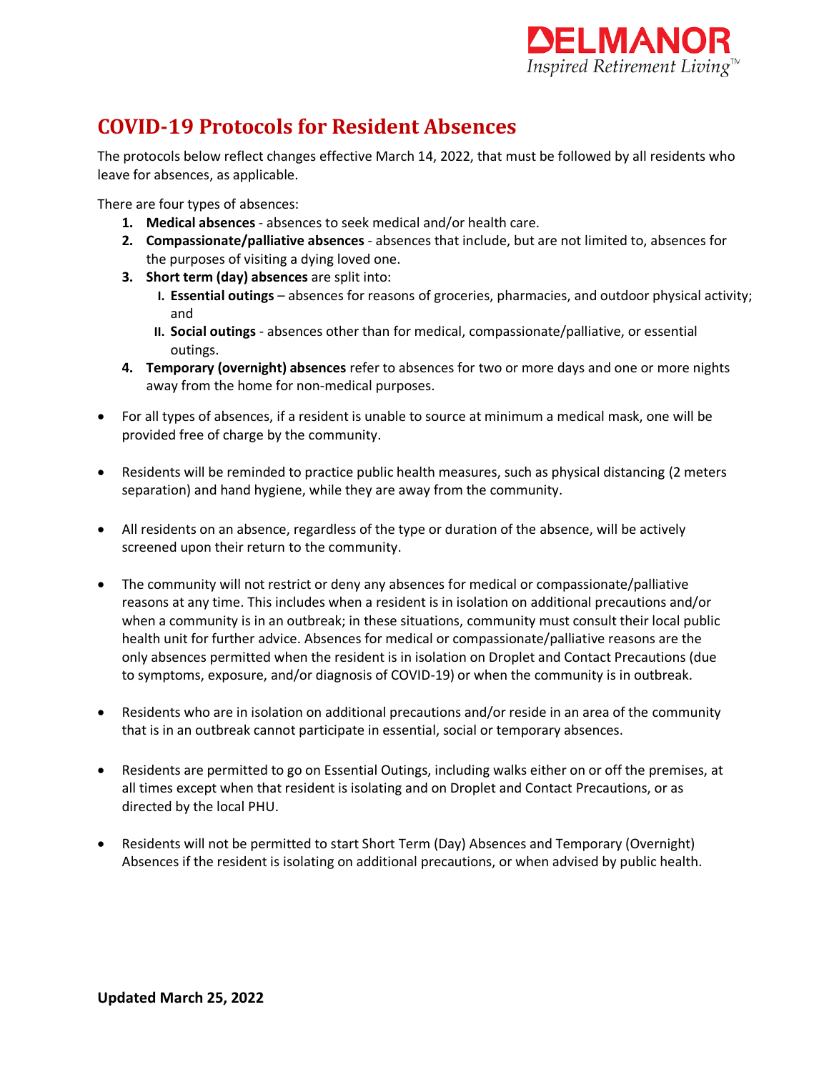# COVID-19 Protocols for Resident Absences

The protocols below reflect changes effective March 14, 2022, that must be followed by all residents who leave for absences, as applicable.

There are four types of absences:

1. **Medical absences** - absences to seek medical and/or health care.
2. **Compassionate/palliative absences** - absences that include, but are not limited to, absences for the purposes of visiting a dying loved one.
3. **Short term (day) absences** are split into:
   - I. **Essential outings** – absences for reasons of groceries, pharmacies, and outdoor physical activity; and
   - II. **Social outings** - absences other than for medical, compassionate/palliative, or essential outings.
4. **Temporary (overnight) absences** refer to absences for two or more days and one or more nights away from the home for non-medical purposes.

- For all types of absences, if a resident is unable to source at minimum a medical mask, one will be provided free of charge by the community.

- Residents will be reminded to practice public health measures, such as physical distancing (2 meters separation) and hand hygiene, while they are away from the community.

- All residents on an absence, regardless of the type or duration of the absence, will be actively screened upon their return to the community.

- The community will not restrict or deny any absences for medical or compassionate/palliative reasons at any time. This includes when a resident is in isolation on additional precautions and/or when a community is in an outbreak; in these situations, community must consult their local public health unit for further advice. Absences for medical or compassionate/palliative reasons are the only absences permitted when the resident is in isolation on Droplet and Contact Precautions (due to symptoms, exposure, and/or diagnosis of COVID-19) or when the community is in outbreak.

- Residents who are in isolation on additional precautions and/or reside in an area of the community that is in an outbreak cannot participate in essential, social or temporary absences.

- Residents are permitted to go on Essential Outings, including walks either on or off the premises, at all times except when that resident is isolating and on Droplet and Contact Precautions, or as directed by the local PHU.

- Residents will not be permitted to start Short Term (Day) Absences and Temporary (Overnight) Absences if the resident is isolating on additional precautions, or when advised by public health.

**Updated March 25, 2022**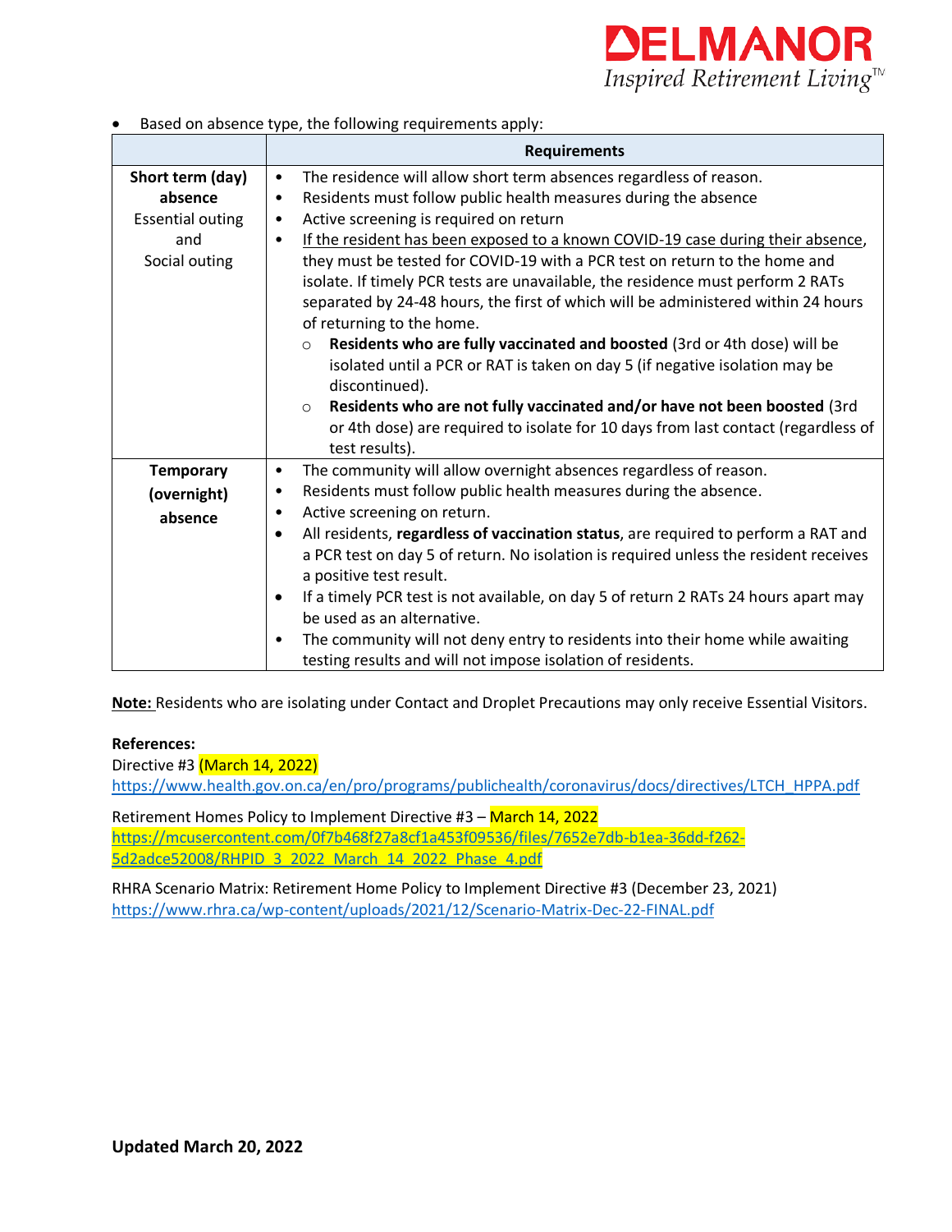- Based on absence type, the following requirements apply:

| | Requirements |
|---|---|
| **Short term (day) absence** Essential outing and Social outing | • The residence will allow short term absences regardless of reason.<br>• Residents must follow public health measures during the absence<br>• Active screening is required on return<br>• If the resident has been exposed to a known COVID-19 case during their absence, they must be tested for COVID-19 with a PCR test on return to the home and isolate. If timely PCR tests are unavailable, the residence must perform 2 RATs separated by 24-48 hours, the first of which will be administered within 24 hours of returning to the home.<br>  ○ **Residents who are fully vaccinated and boosted** (3rd or 4th dose) will be isolated until a PCR or RAT is taken on day 5 (if negative isolation may be discontinued).<br>  ○ **Residents who are not fully vaccinated and/or have not been boosted** (3rd or 4th dose) are required to isolate for 10 days from last contact (regardless of test results). |
| **Temporary (overnight) absence** | • The community will allow overnight absences regardless of reason.<br>• Residents must follow public health measures during the absence.<br>• Active screening on return.<br>• All residents, **regardless of vaccination status**, are required to perform a RAT and a PCR test on day 5 of return. No isolation is required unless the resident receives a positive test result.<br>• If a timely PCR test is not available, on day 5 of return 2 RATs 24 hours apart may be used as an alternative.<br>• The community will not deny entry to residents into their home while awaiting testing results and will not impose isolation of residents. |

**Note:** Residents who are isolating under Contact and Droplet Precautions may only receive Essential Visitors.

**References:**

Directive #3 (March 14, 2022)
https://www.health.gov.on.ca/en/pro/programs/publichealth/coronavirus/docs/directives/LTCH_HPPA.pdf

Retirement Homes Policy to Implement Directive #3 – March 14, 2022
https://mcusercontent.com/0f7b468f27a8cf1a453f09536/files/7652e7db-b1ea-36dd-f262-5d2adce52008/RHPID_3_2022_March_14_2022_Phase_4.pdf

RHRA Scenario Matrix: Retirement Home Policy to Implement Directive #3 (December 23, 2021)
https://www.rhra.ca/wp-content/uploads/2021/12/Scenario-Matrix-Dec-22-FINAL.pdf

**Updated March 20, 2022**